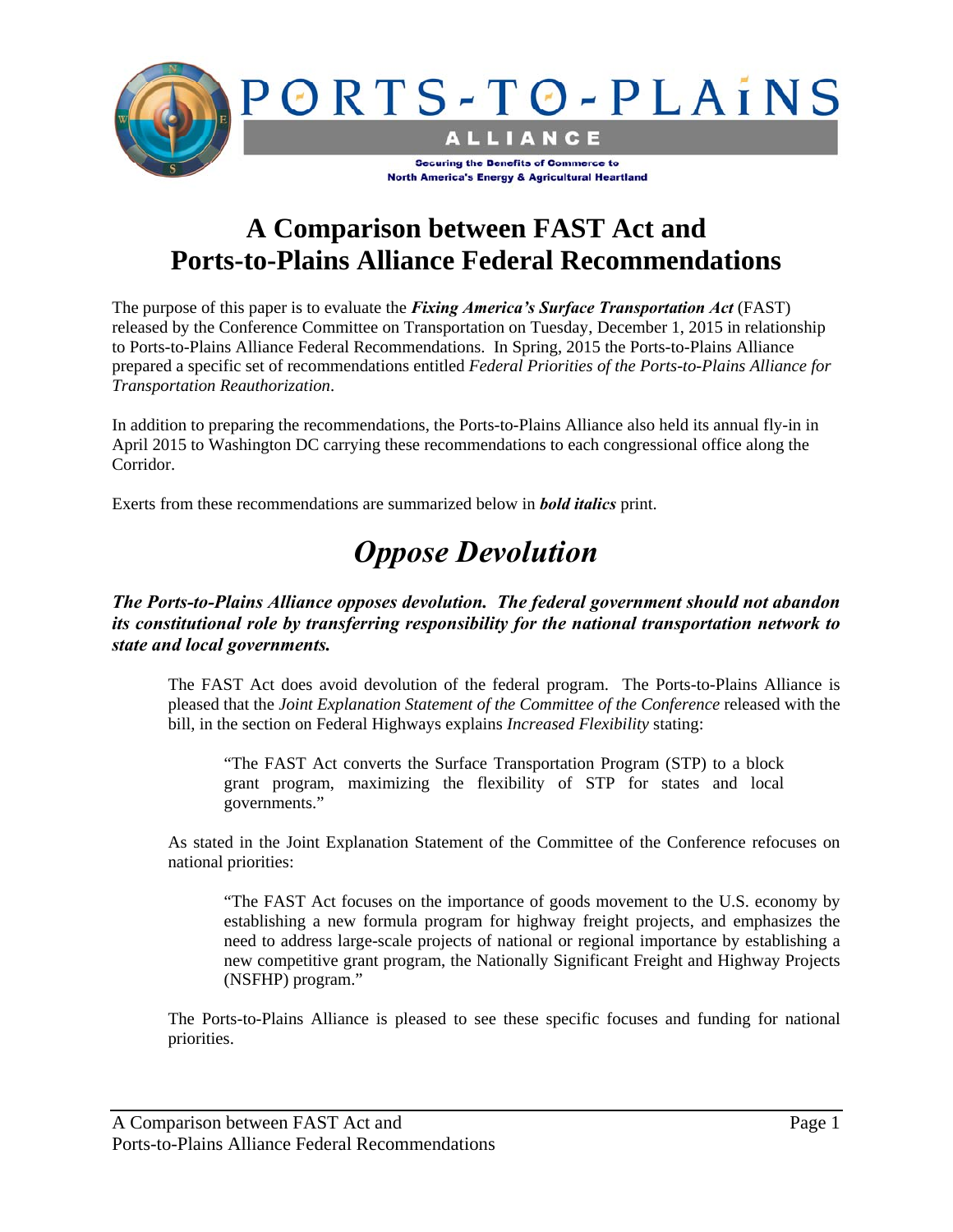PORTS-TO-PLAINS ALLIANCE

Securing the Benefits of Commerce to North America's Energy & Agricultural Heartland

# A Comparison between FAST Act and Ports-to-Plains Alliance Federal Recommendations

The purpose of this paper is to evaluate the ***Fixing America's Surface Transportation Act*** (FAST) released by the Conference Committee on Transportation on Tuesday, December 1, 2015 in relationship to Ports-to-Plains Alliance Federal Recommendations. In Spring, 2015 the Ports-to-Plains Alliance prepared a specific set of recommendations entitled *Federal Priorities of the Ports-to-Plains Alliance for Transportation Reauthorization*.

In addition to preparing the recommendations, the Ports-to-Plains Alliance also held its annual fly-in in April 2015 to Washington DC carrying these recommendations to each congressional office along the Corridor.

Exerts from these recommendations are summarized below in ***bold italics*** print.

## *Oppose Devolution*

***The Ports-to-Plains Alliance opposes devolution. The federal government should not abandon its constitutional role by transferring responsibility for the national transportation network to state and local governments.***

> The FAST Act does avoid devolution of the federal program. The Ports-to-Plains Alliance is pleased that the *Joint Explanation Statement of the Committee of the Conference* released with the bill, in the section on Federal Highways explains *Increased Flexibility* stating:
>
> > "The FAST Act converts the Surface Transportation Program (STP) to a block grant program, maximizing the flexibility of STP for states and local governments."
>
> As stated in the Joint Explanation Statement of the Committee of the Conference refocuses on national priorities:
>
> > "The FAST Act focuses on the importance of goods movement to the U.S. economy by establishing a new formula program for highway freight projects, and emphasizes the need to address large-scale projects of national or regional importance by establishing a new competitive grant program, the Nationally Significant Freight and Highway Projects (NSFHP) program."
>
> The Ports-to-Plains Alliance is pleased to see these specific focuses and funding for national priorities.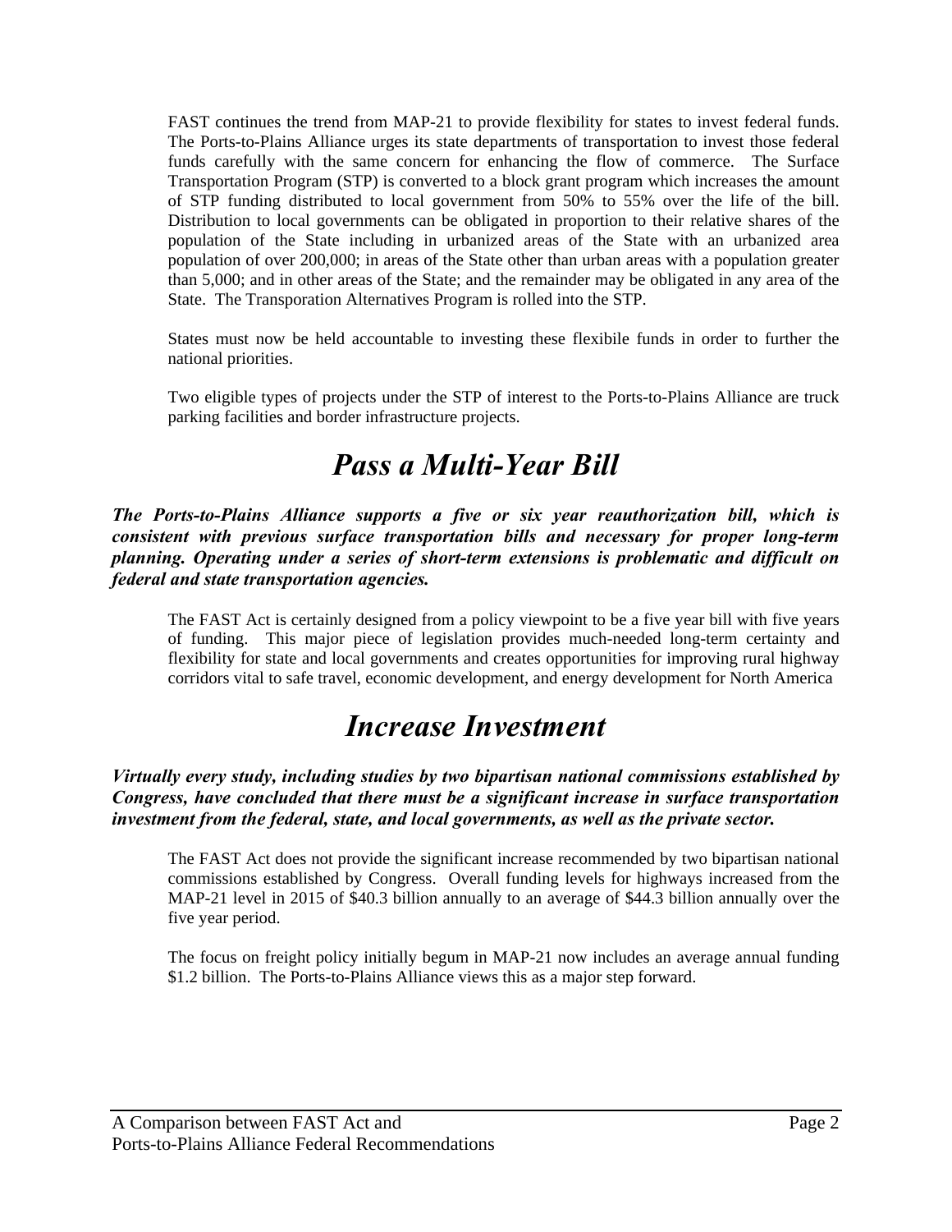FAST continues the trend from MAP-21 to provide flexibility for states to invest federal funds. The Ports-to-Plains Alliance urges its state departments of transportation to invest those federal funds carefully with the same concern for enhancing the flow of commerce. The Surface Transportation Program (STP) is converted to a block grant program which increases the amount of STP funding distributed to local government from 50% to 55% over the life of the bill. Distribution to local governments can be obligated in proportion to their relative shares of the population of the State including in urbanized areas of the State with an urbanized area population of over 200,000; in areas of the State other than urban areas with a population greater than 5,000; and in other areas of the State; and the remainder may be obligated in any area of the State. The Transporation Alternatives Program is rolled into the STP.

States must now be held accountable to investing these flexibile funds in order to further the national priorities.

Two eligible types of projects under the STP of interest to the Ports-to-Plains Alliance are truck parking facilities and border infrastructure projects.

# *Pass a Multi-Year Bill*

***The Ports-to-Plains Alliance supports a five or six year reauthorization bill, which is consistent with previous surface transportation bills and necessary for proper long-term planning. Operating under a series of short-term extensions is problematic and difficult on federal and state transportation agencies.***

The FAST Act is certainly designed from a policy viewpoint to be a five year bill with five years of funding. This major piece of legislation provides much-needed long-term certainty and flexibility for state and local governments and creates opportunities for improving rural highway corridors vital to safe travel, economic development, and energy development for North America

# *Increase Investment*

***Virtually every study, including studies by two bipartisan national commissions established by Congress, have concluded that there must be a significant increase in surface transportation investment from the federal, state, and local governments, as well as the private sector.***

The FAST Act does not provide the significant increase recommended by two bipartisan national commissions established by Congress. Overall funding levels for highways increased from the MAP-21 level in 2015 of $40.3 billion annually to an average of $44.3 billion annually over the five year period.

The focus on freight policy initially begum in MAP-21 now includes an average annual funding $1.2 billion. The Ports-to-Plains Alliance views this as a major step forward.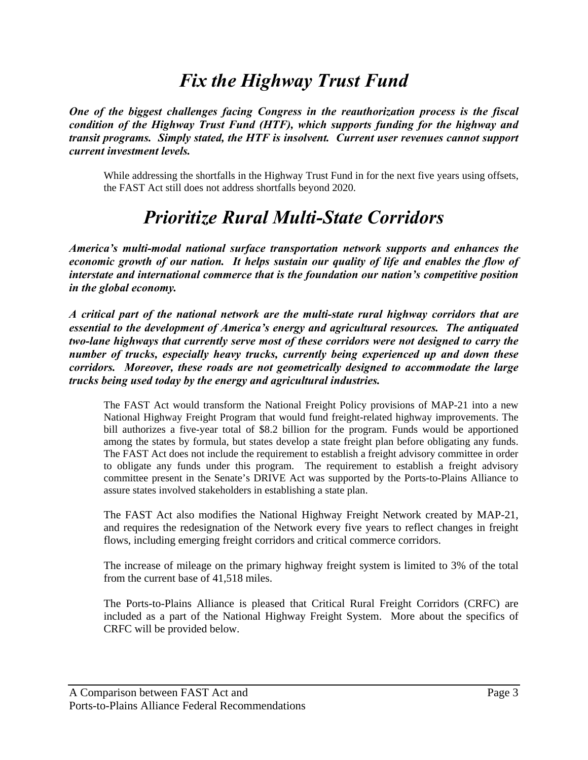# *Fix the Highway Trust Fund*

***One of the biggest challenges facing Congress in the reauthorization process is the fiscal condition of the Highway Trust Fund (HTF), which supports funding for the highway and transit programs. Simply stated, the HTF is insolvent. Current user revenues cannot support current investment levels.***

While addressing the shortfalls in the Highway Trust Fund in for the next five years using offsets, the FAST Act still does not address shortfalls beyond 2020.

# *Prioritize Rural Multi-State Corridors*

***America's multi-modal national surface transportation network supports and enhances the economic growth of our nation. It helps sustain our quality of life and enables the flow of interstate and international commerce that is the foundation our nation's competitive position in the global economy.***

***A critical part of the national network are the multi-state rural highway corridors that are essential to the development of America's energy and agricultural resources. The antiquated two-lane highways that currently serve most of these corridors were not designed to carry the number of trucks, especially heavy trucks, currently being experienced up and down these corridors. Moreover, these roads are not geometrically designed to accommodate the large trucks being used today by the energy and agricultural industries.***

The FAST Act would transform the National Freight Policy provisions of MAP-21 into a new National Highway Freight Program that would fund freight-related highway improvements. The bill authorizes a five-year total of $8.2 billion for the program. Funds would be apportioned among the states by formula, but states develop a state freight plan before obligating any funds. The FAST Act does not include the requirement to establish a freight advisory committee in order to obligate any funds under this program. The requirement to establish a freight advisory committee present in the Senate's DRIVE Act was supported by the Ports-to-Plains Alliance to assure states involved stakeholders in establishing a state plan.

The FAST Act also modifies the National Highway Freight Network created by MAP-21, and requires the redesignation of the Network every five years to reflect changes in freight flows, including emerging freight corridors and critical commerce corridors.

The increase of mileage on the primary highway freight system is limited to 3% of the total from the current base of 41,518 miles.

The Ports-to-Plains Alliance is pleased that Critical Rural Freight Corridors (CRFC) are included as a part of the National Highway Freight System. More about the specifics of CRFC will be provided below.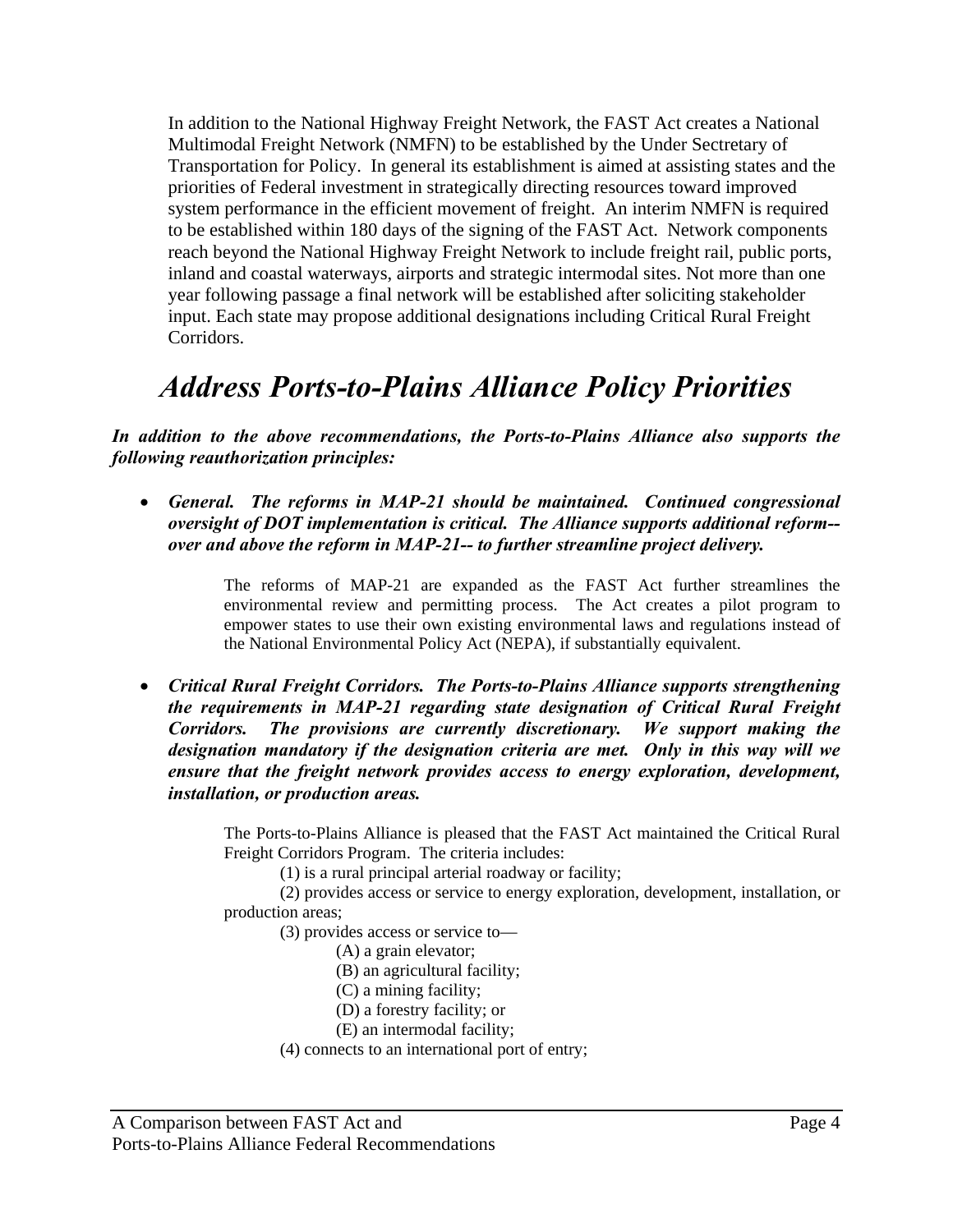In addition to the National Highway Freight Network, the FAST Act creates a National Multimodal Freight Network (NMFN) to be established by the Under Secretary of Transportation for Policy. In general its establishment is aimed at assisting states and the priorities of Federal investment in strategically directing resources toward improved system performance in the efficient movement of freight. An interim NMFN is required to be established within 180 days of the signing of the FAST Act. Network components reach beyond the National Highway Freight Network to include freight rail, public ports, inland and coastal waterways, airports and strategic intermodal sites. Not more than one year following passage a final network will be established after soliciting stakeholder input. Each state may propose additional designations including Critical Rural Freight Corridors.

# *Address Ports-to-Plains Alliance Policy Priorities*

***In addition to the above recommendations, the Ports-to-Plains Alliance also supports the following reauthorization principles:***

- ***General. The reforms in MAP-21 should be maintained. Continued congressional oversight of DOT implementation is critical. The Alliance supports additional reform--over and above the reform in MAP-21-- to further streamline project delivery.***

  The reforms of MAP-21 are expanded as the FAST Act further streamlines the environmental review and permitting process. The Act creates a pilot program to empower states to use their own existing environmental laws and regulations instead of the National Environmental Policy Act (NEPA), if substantially equivalent.

- ***Critical Rural Freight Corridors. The Ports-to-Plains Alliance supports strengthening the requirements in MAP-21 regarding state designation of Critical Rural Freight Corridors. The provisions are currently discretionary. We support making the designation mandatory if the designation criteria are met. Only in this way will we ensure that the freight network provides access to energy exploration, development, installation, or production areas.***

  The Ports-to-Plains Alliance is pleased that the FAST Act maintained the Critical Rural Freight Corridors Program. The criteria includes:

  (1) is a rural principal arterial roadway or facility;

  (2) provides access or service to energy exploration, development, installation, or production areas;

  (3) provides access or service to—

  (A) a grain elevator;

  (B) an agricultural facility;

  (C) a mining facility;

  (D) a forestry facility; or

  (E) an intermodal facility;

  (4) connects to an international port of entry;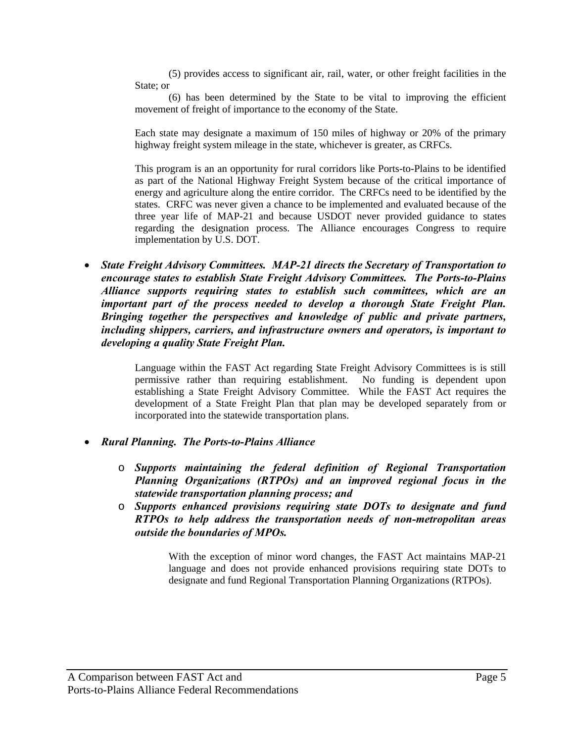(5) provides access to significant air, rail, water, or other freight facilities in the State; or

(6) has been determined by the State to be vital to improving the efficient movement of freight of importance to the economy of the State.

Each state may designate a maximum of 150 miles of highway or 20% of the primary highway freight system mileage in the state, whichever is greater, as CRFCs.

This program is an an opportunity for rural corridors like Ports-to-Plains to be identified as part of the National Highway Freight System because of the critical importance of energy and agriculture along the entire corridor. The CRFCs need to be identified by the states. CRFC was never given a chance to be implemented and evaluated because of the three year life of MAP-21 and because USDOT never provided guidance to states regarding the designation process. The Alliance encourages Congress to require implementation by U.S. DOT.

- ***State Freight Advisory Committees. MAP-21 directs the Secretary of Transportation to encourage states to establish State Freight Advisory Committees. The Ports-to-Plains Alliance supports requiring states to establish such committees, which are an important part of the process needed to develop a thorough State Freight Plan. Bringing together the perspectives and knowledge of public and private partners, including shippers, carriers, and infrastructure owners and operators, is important to developing a quality State Freight Plan.***

  Language within the FAST Act regarding State Freight Advisory Committees is is still permissive rather than requiring establishment. No funding is dependent upon establishing a State Freight Advisory Committee. While the FAST Act requires the development of a State Freight Plan that plan may be developed separately from or incorporated into the statewide transportation plans.

- ***Rural Planning. The Ports-to-Plains Alliance***
  - ***Supports maintaining the federal definition of Regional Transportation Planning Organizations (RTPOs) and an improved regional focus in the statewide transportation planning process; and***
  - ***Supports enhanced provisions requiring state DOTs to designate and fund RTPOs to help address the transportation needs of non-metropolitan areas outside the boundaries of MPOs.***

    With the exception of minor word changes, the FAST Act maintains MAP-21 language and does not provide enhanced provisions requiring state DOTs to designate and fund Regional Transportation Planning Organizations (RTPOs).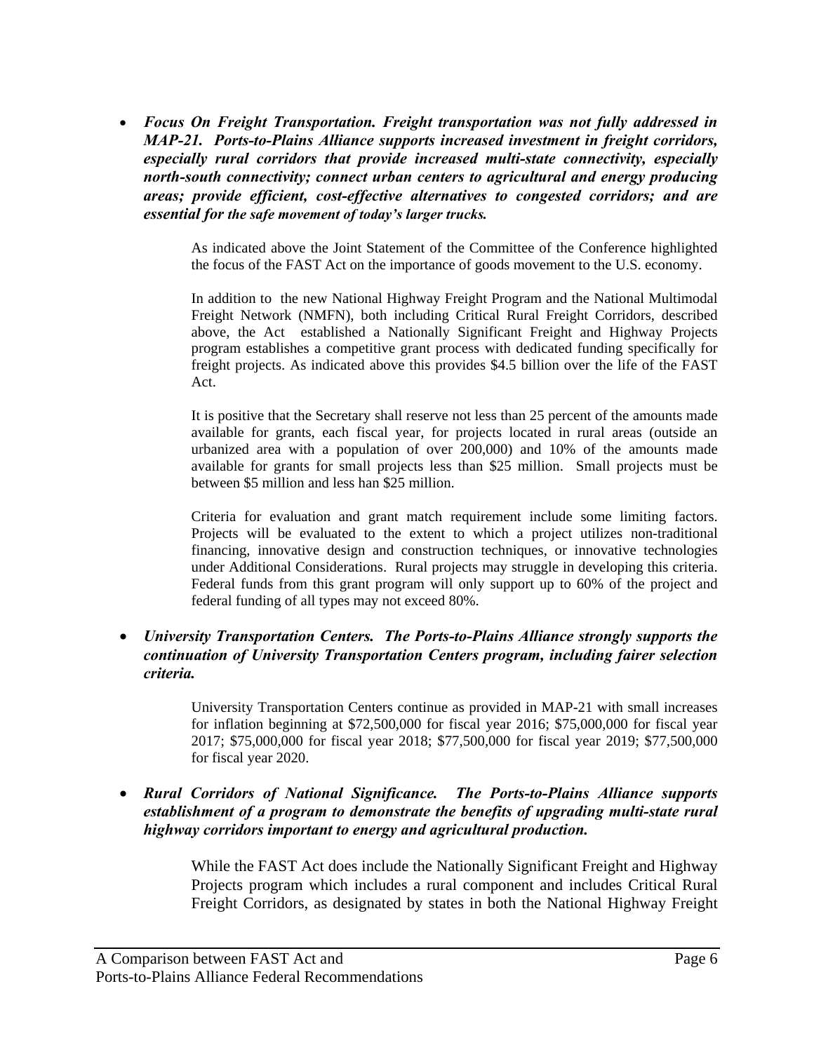- ***Focus On Freight Transportation. Freight transportation was not fully addressed in MAP-21. Ports-to-Plains Alliance supports increased investment in freight corridors, especially rural corridors that provide increased multi-state connectivity, especially north-south connectivity; connect urban centers to agricultural and energy producing areas; provide efficient, cost-effective alternatives to congested corridors; and are essential for the safe movement of today's larger trucks.***

  As indicated above the Joint Statement of the Committee of the Conference highlighted the focus of the FAST Act on the importance of goods movement to the U.S. economy.

  In addition to the new National Highway Freight Program and the National Multimodal Freight Network (NMFN), both including Critical Rural Freight Corridors, described above, the Act established a Nationally Significant Freight and Highway Projects program establishes a competitive grant process with dedicated funding specifically for freight projects. As indicated above this provides $4.5 billion over the life of the FAST Act.

  It is positive that the Secretary shall reserve not less than 25 percent of the amounts made available for grants, each fiscal year, for projects located in rural areas (outside an urbanized area with a population of over 200,000) and 10% of the amounts made available for grants for small projects less than $25 million. Small projects must be between $5 million and less han $25 million.

  Criteria for evaluation and grant match requirement include some limiting factors. Projects will be evaluated to the extent to which a project utilizes non-traditional financing, innovative design and construction techniques, or innovative technologies under Additional Considerations. Rural projects may struggle in developing this criteria. Federal funds from this grant program will only support up to 60% of the project and federal funding of all types may not exceed 80%.

- ***University Transportation Centers. The Ports-to-Plains Alliance strongly supports the continuation of University Transportation Centers program, including fairer selection criteria.***

  University Transportation Centers continue as provided in MAP-21 with small increases for inflation beginning at $72,500,000 for fiscal year 2016; $75,000,000 for fiscal year 2017; $75,000,000 for fiscal year 2018; $77,500,000 for fiscal year 2019; $77,500,000 for fiscal year 2020.

- ***Rural Corridors of National Significance. The Ports-to-Plains Alliance supports establishment of a program to demonstrate the benefits of upgrading multi-state rural highway corridors important to energy and agricultural production.***

  While the FAST Act does include the Nationally Significant Freight and Highway Projects program which includes a rural component and includes Critical Rural Freight Corridors, as designated by states in both the National Highway Freight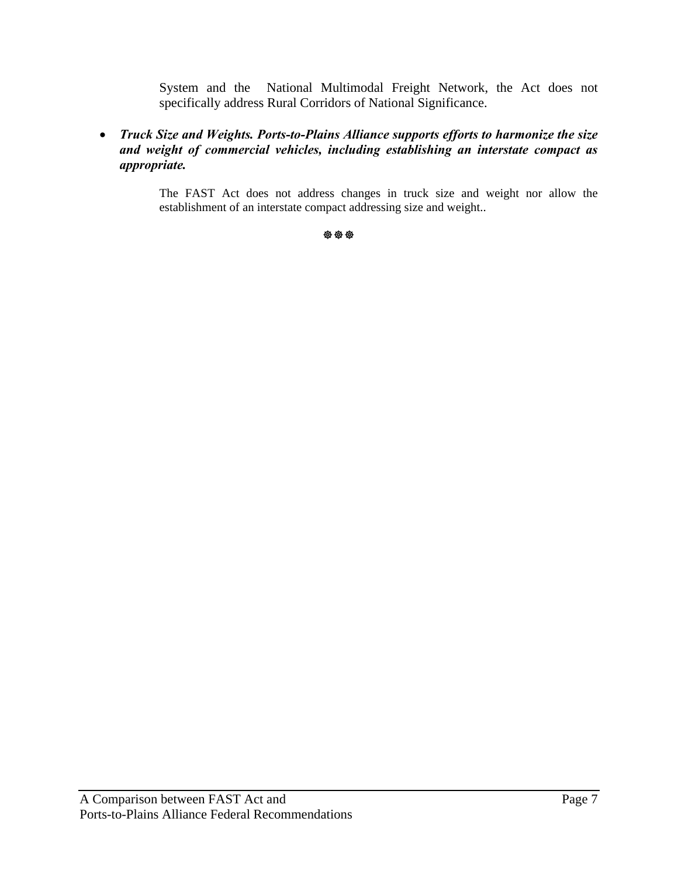System and the National Multimodal Freight Network, the Act does not specifically address Rural Corridors of National Significance.

- ***Truck Size and Weights. Ports-to-Plains Alliance supports efforts to harmonize the size and weight of commercial vehicles, including establishing an interstate compact as appropriate.***

  The FAST Act does not address changes in truck size and weight nor allow the establishment of an interstate compact addressing size and weight..

☸☸☸